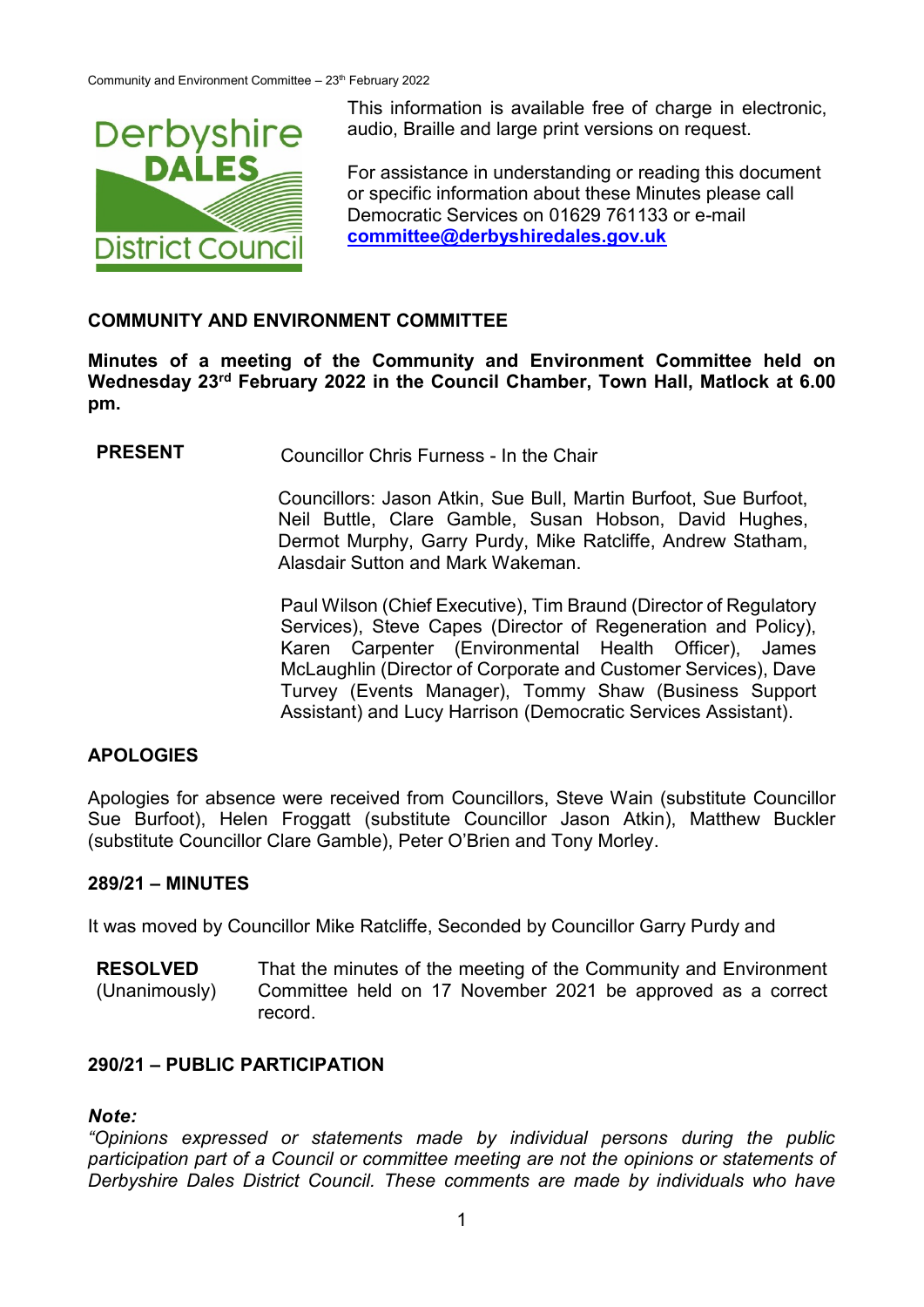This information is available free of charge in electronic, audio, Braille and large print versions on request.

For assistance in understanding or reading this document or specific information about these Minutes please call Democratic Services on 01629 761133 or e-mail **committee@derbyshiredales.gov.uk**

## COMMUNITY AND ENVIRONMENT COMMITTEE

**Minutes of a meeting of the Community and Environment Committee held on Wednesday 23rd February 2022 in the Council Chamber, Town Hall, Matlock at 6.00 pm.**

**PRESENT** Councillor Chris Furness - In the Chair

Councillors: Jason Atkin, Sue Bull, Martin Burfoot, Sue Burfoot, Neil Buttle, Clare Gamble, Susan Hobson, David Hughes, Dermot Murphy, Garry Purdy, Mike Ratcliffe, Andrew Statham, Alasdair Sutton and Mark Wakeman.

Paul Wilson (Chief Executive), Tim Braund (Director of Regulatory Services), Steve Capes (Director of Regeneration and Policy), Karen Carpenter (Environmental Health Officer), James McLaughlin (Director of Corporate and Customer Services), Dave Turvey (Events Manager), Tommy Shaw (Business Support Assistant) and Lucy Harrison (Democratic Services Assistant).

## APOLOGIES

Apologies for absence were received from Councillors, Steve Wain (substitute Councillor Sue Burfoot), Helen Froggatt (substitute Councillor Jason Atkin), Matthew Buckler (substitute Councillor Clare Gamble), Peter O'Brien and Tony Morley.

## 289/21 – MINUTES

It was moved by Councillor Mike Ratcliffe, Seconded by Councillor Garry Purdy and

**RESOLVED** (Unanimously) That the minutes of the meeting of the Community and Environment Committee held on 17 November 2021 be approved as a correct record.

## 290/21 – PUBLIC PARTICIPATION

***Note:***

*"Opinions expressed or statements made by individual persons during the public participation part of a Council or committee meeting are not the opinions or statements of Derbyshire Dales District Council. These comments are made by individuals who have*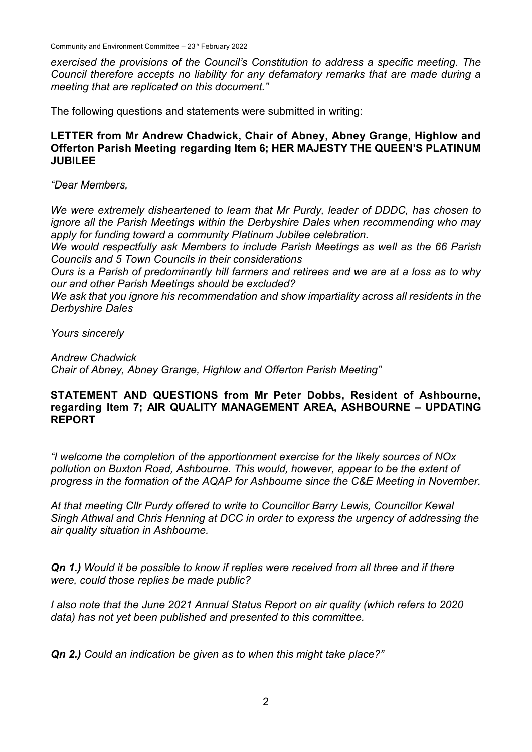*exercised the provisions of the Council's Constitution to address a specific meeting. The Council therefore accepts no liability for any defamatory remarks that are made during a meeting that are replicated on this document."*

The following questions and statements were submitted in writing:

**LETTER from Mr Andrew Chadwick, Chair of Abney, Abney Grange, Highlow and Offerton Parish Meeting regarding Item 6; HER MAJESTY THE QUEEN'S PLATINUM JUBILEE**

*"Dear Members,*

*We were extremely disheartened to learn that Mr Purdy, leader of DDDC, has chosen to ignore all the Parish Meetings within the Derbyshire Dales when recommending who may apply for funding toward a community Platinum Jubilee celebration.*

*We would respectfully ask Members to include Parish Meetings as well as the 66 Parish Councils and 5 Town Councils in their considerations*

*Ours is a Parish of predominantly hill farmers and retirees and we are at a loss as to why our and other Parish Meetings should be excluded?*

*We ask that you ignore his recommendation and show impartiality across all residents in the Derbyshire Dales*

*Yours sincerely*

*Andrew Chadwick*
*Chair of Abney, Abney Grange, Highlow and Offerton Parish Meeting"*

**STATEMENT AND QUESTIONS from Mr Peter Dobbs, Resident of Ashbourne, regarding Item 7; AIR QUALITY MANAGEMENT AREA, ASHBOURNE – UPDATING REPORT**

*"I welcome the completion of the apportionment exercise for the likely sources of NOx pollution on Buxton Road, Ashbourne. This would, however, appear to be the extent of progress in the formation of the AQAP for Ashbourne since the C&E Meeting in November.*

*At that meeting Cllr Purdy offered to write to Councillor Barry Lewis, Councillor Kewal Singh Athwal and Chris Henning at DCC in order to express the urgency of addressing the air quality situation in Ashbourne.*

***Qn 1.)*** *Would it be possible to know if replies were received from all three and if there were, could those replies be made public?*

*I also note that the June 2021 Annual Status Report on air quality (which refers to 2020 data) has not yet been published and presented to this committee.*

***Qn 2.)*** *Could an indication be given as to when this might take place?"*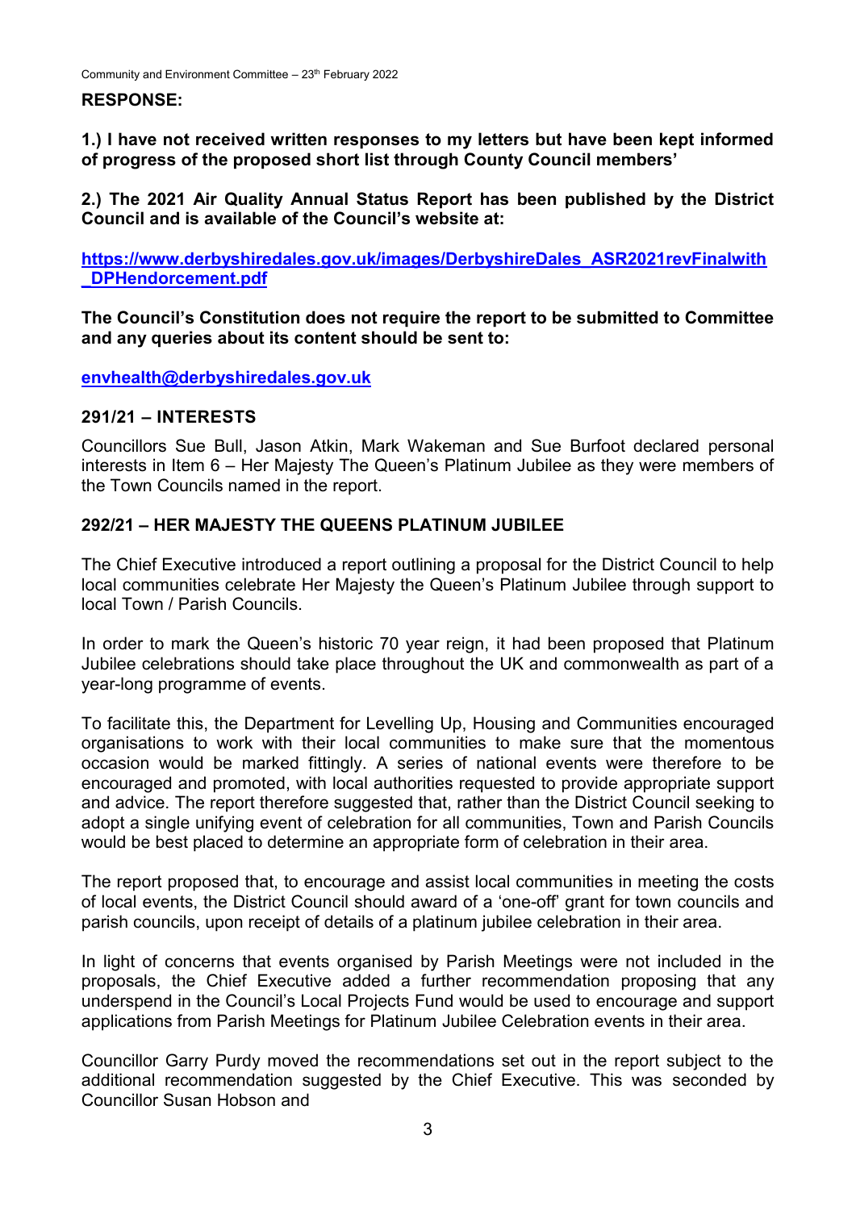**RESPONSE:**

**1.) I have not received written responses to my letters but have been kept informed of progress of the proposed short list through County Council members'**

**2.) The 2021 Air Quality Annual Status Report has been published by the District Council and is available of the Council's website at:**

**https://www.derbyshiredales.gov.uk/images/DerbyshireDales_ASR2021revFinalwith_DPHendorcement.pdf**

**The Council's Constitution does not require the report to be submitted to Committee and any queries about its content should be sent to:**

**envhealth@derbyshiredales.gov.uk**

## 291/21 – INTERESTS

Councillors Sue Bull, Jason Atkin, Mark Wakeman and Sue Burfoot declared personal interests in Item 6 – Her Majesty The Queen's Platinum Jubilee as they were members of the Town Councils named in the report.

## 292/21 – HER MAJESTY THE QUEENS PLATINUM JUBILEE

The Chief Executive introduced a report outlining a proposal for the District Council to help local communities celebrate Her Majesty the Queen's Platinum Jubilee through support to local Town / Parish Councils.

In order to mark the Queen's historic 70 year reign, it had been proposed that Platinum Jubilee celebrations should take place throughout the UK and commonwealth as part of a year-long programme of events.

To facilitate this, the Department for Levelling Up, Housing and Communities encouraged organisations to work with their local communities to make sure that the momentous occasion would be marked fittingly. A series of national events were therefore to be encouraged and promoted, with local authorities requested to provide appropriate support and advice. The report therefore suggested that, rather than the District Council seeking to adopt a single unifying event of celebration for all communities, Town and Parish Councils would be best placed to determine an appropriate form of celebration in their area.

The report proposed that, to encourage and assist local communities in meeting the costs of local events, the District Council should award of a 'one-off' grant for town councils and parish councils, upon receipt of details of a platinum jubilee celebration in their area.

In light of concerns that events organised by Parish Meetings were not included in the proposals, the Chief Executive added a further recommendation proposing that any underspend in the Council's Local Projects Fund would be used to encourage and support applications from Parish Meetings for Platinum Jubilee Celebration events in their area.

Councillor Garry Purdy moved the recommendations set out in the report subject to the additional recommendation suggested by the Chief Executive. This was seconded by Councillor Susan Hobson and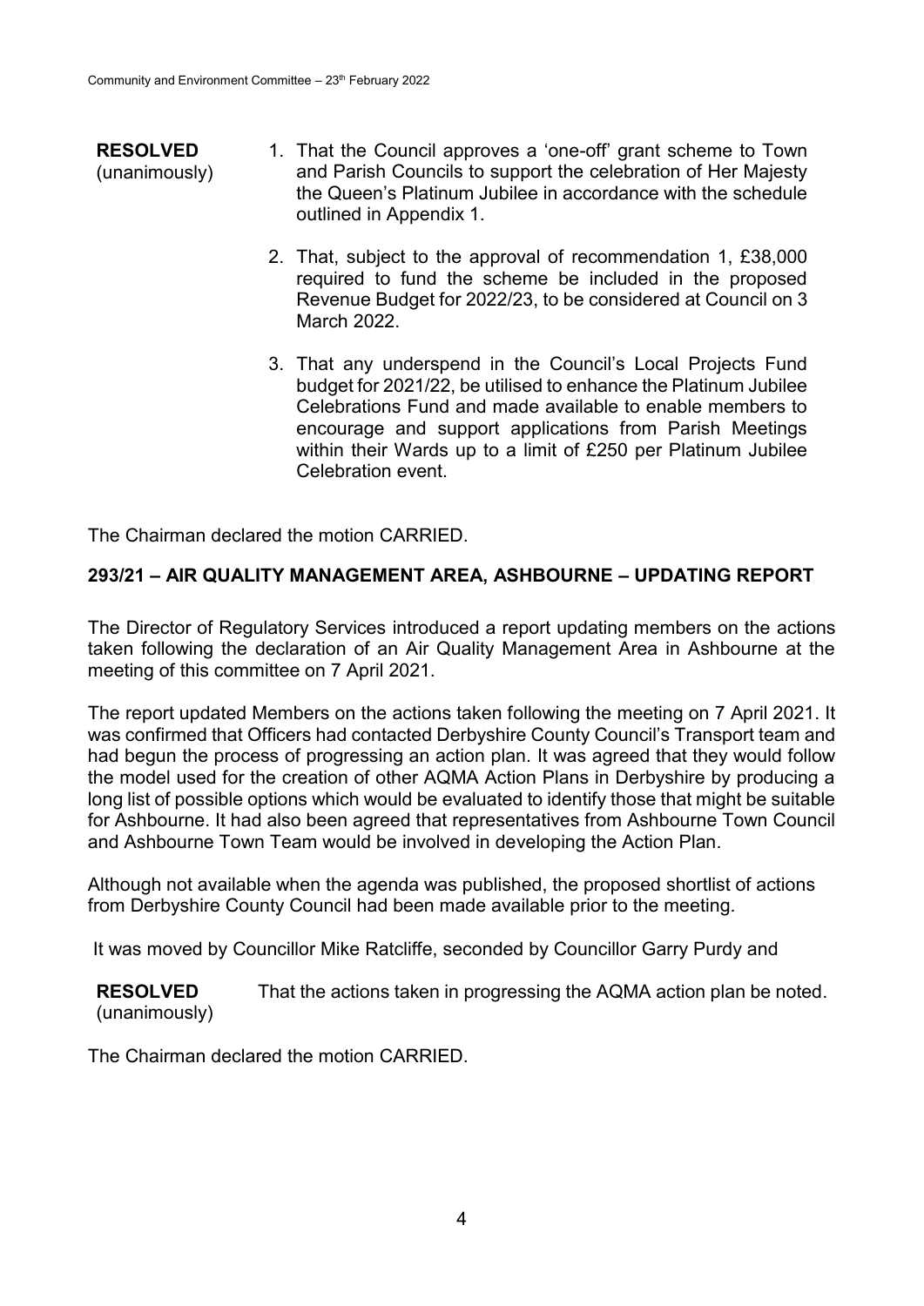**RESOLVED** (unanimously)

1. That the Council approves a 'one-off' grant scheme to Town and Parish Councils to support the celebration of Her Majesty the Queen's Platinum Jubilee in accordance with the schedule outlined in Appendix 1.

2. That, subject to the approval of recommendation 1, £38,000 required to fund the scheme be included in the proposed Revenue Budget for 2022/23, to be considered at Council on 3 March 2022.

3. That any underspend in the Council's Local Projects Fund budget for 2021/22, be utilised to enhance the Platinum Jubilee Celebrations Fund and made available to enable members to encourage and support applications from Parish Meetings within their Wards up to a limit of £250 per Platinum Jubilee Celebration event.

The Chairman declared the motion CARRIED.

## 293/21 – AIR QUALITY MANAGEMENT AREA, ASHBOURNE – UPDATING REPORT

The Director of Regulatory Services introduced a report updating members on the actions taken following the declaration of an Air Quality Management Area in Ashbourne at the meeting of this committee on 7 April 2021.

The report updated Members on the actions taken following the meeting on 7 April 2021. It was confirmed that Officers had contacted Derbyshire County Council's Transport team and had begun the process of progressing an action plan. It was agreed that they would follow the model used for the creation of other AQMA Action Plans in Derbyshire by producing a long list of possible options which would be evaluated to identify those that might be suitable for Ashbourne. It had also been agreed that representatives from Ashbourne Town Council and Ashbourne Town Team would be involved in developing the Action Plan.

Although not available when the agenda was published, the proposed shortlist of actions from Derbyshire County Council had been made available prior to the meeting.

It was moved by Councillor Mike Ratcliffe, seconded by Councillor Garry Purdy and

**RESOLVED** (unanimously) That the actions taken in progressing the AQMA action plan be noted.

The Chairman declared the motion CARRIED.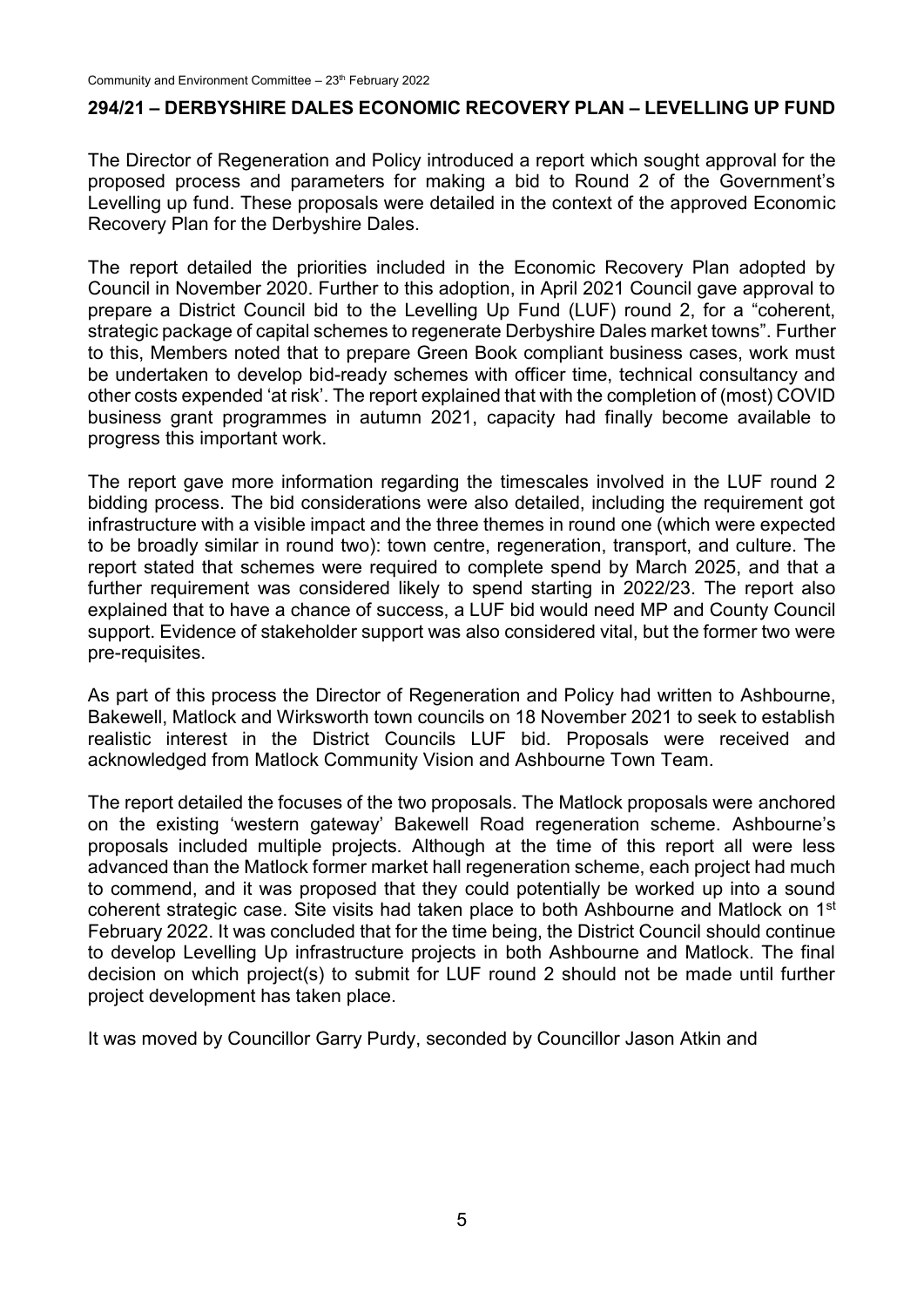## 294/21 – DERBYSHIRE DALES ECONOMIC RECOVERY PLAN – LEVELLING UP FUND

The Director of Regeneration and Policy introduced a report which sought approval for the proposed process and parameters for making a bid to Round 2 of the Government's Levelling up fund. These proposals were detailed in the context of the approved Economic Recovery Plan for the Derbyshire Dales.

The report detailed the priorities included in the Economic Recovery Plan adopted by Council in November 2020. Further to this adoption, in April 2021 Council gave approval to prepare a District Council bid to the Levelling Up Fund (LUF) round 2, for a "coherent, strategic package of capital schemes to regenerate Derbyshire Dales market towns". Further to this, Members noted that to prepare Green Book compliant business cases, work must be undertaken to develop bid-ready schemes with officer time, technical consultancy and other costs expended 'at risk'. The report explained that with the completion of (most) COVID business grant programmes in autumn 2021, capacity had finally become available to progress this important work.

The report gave more information regarding the timescales involved in the LUF round 2 bidding process. The bid considerations were also detailed, including the requirement got infrastructure with a visible impact and the three themes in round one (which were expected to be broadly similar in round two): town centre, regeneration, transport, and culture. The report stated that schemes were required to complete spend by March 2025, and that a further requirement was considered likely to spend starting in 2022/23. The report also explained that to have a chance of success, a LUF bid would need MP and County Council support. Evidence of stakeholder support was also considered vital, but the former two were pre-requisites.

As part of this process the Director of Regeneration and Policy had written to Ashbourne, Bakewell, Matlock and Wirksworth town councils on 18 November 2021 to seek to establish realistic interest in the District Councils LUF bid. Proposals were received and acknowledged from Matlock Community Vision and Ashbourne Town Team.

The report detailed the focuses of the two proposals. The Matlock proposals were anchored on the existing 'western gateway' Bakewell Road regeneration scheme. Ashbourne's proposals included multiple projects. Although at the time of this report all were less advanced than the Matlock former market hall regeneration scheme, each project had much to commend, and it was proposed that they could potentially be worked up into a sound coherent strategic case. Site visits had taken place to both Ashbourne and Matlock on 1st February 2022. It was concluded that for the time being, the District Council should continue to develop Levelling Up infrastructure projects in both Ashbourne and Matlock. The final decision on which project(s) to submit for LUF round 2 should not be made until further project development has taken place.

It was moved by Councillor Garry Purdy, seconded by Councillor Jason Atkin and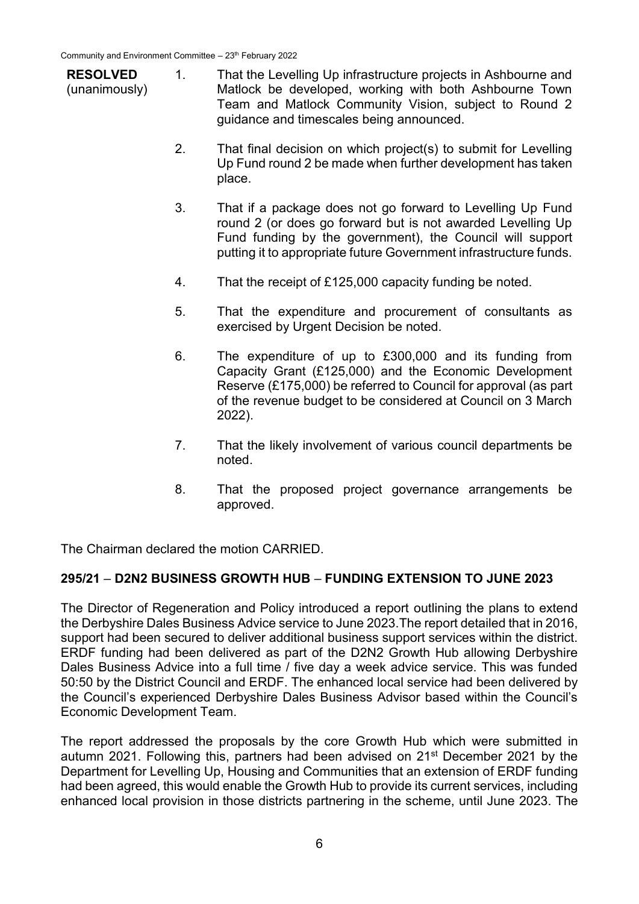**RESOLVED** (unanimously)

1. That the Levelling Up infrastructure projects in Ashbourne and Matlock be developed, working with both Ashbourne Town Team and Matlock Community Vision, subject to Round 2 guidance and timescales being announced.

2. That final decision on which project(s) to submit for Levelling Up Fund round 2 be made when further development has taken place.

3. That if a package does not go forward to Levelling Up Fund round 2 (or does go forward but is not awarded Levelling Up Fund funding by the government), the Council will support putting it to appropriate future Government infrastructure funds.

4. That the receipt of £125,000 capacity funding be noted.

5. That the expenditure and procurement of consultants as exercised by Urgent Decision be noted.

6. The expenditure of up to £300,000 and its funding from Capacity Grant (£125,000) and the Economic Development Reserve (£175,000) be referred to Council for approval (as part of the revenue budget to be considered at Council on 3 March 2022).

7. That the likely involvement of various council departments be noted.

8. That the proposed project governance arrangements be approved.

The Chairman declared the motion CARRIED.

## 295/21 – D2N2 BUSINESS GROWTH HUB – FUNDING EXTENSION TO JUNE 2023

The Director of Regeneration and Policy introduced a report outlining the plans to extend the Derbyshire Dales Business Advice service to June 2023.The report detailed that in 2016, support had been secured to deliver additional business support services within the district. ERDF funding had been delivered as part of the D2N2 Growth Hub allowing Derbyshire Dales Business Advice into a full time / five day a week advice service. This was funded 50:50 by the District Council and ERDF. The enhanced local service had been delivered by the Council's experienced Derbyshire Dales Business Advisor based within the Council's Economic Development Team.

The report addressed the proposals by the core Growth Hub which were submitted in autumn 2021. Following this, partners had been advised on 21st December 2021 by the Department for Levelling Up, Housing and Communities that an extension of ERDF funding had been agreed, this would enable the Growth Hub to provide its current services, including enhanced local provision in those districts partnering in the scheme, until June 2023. The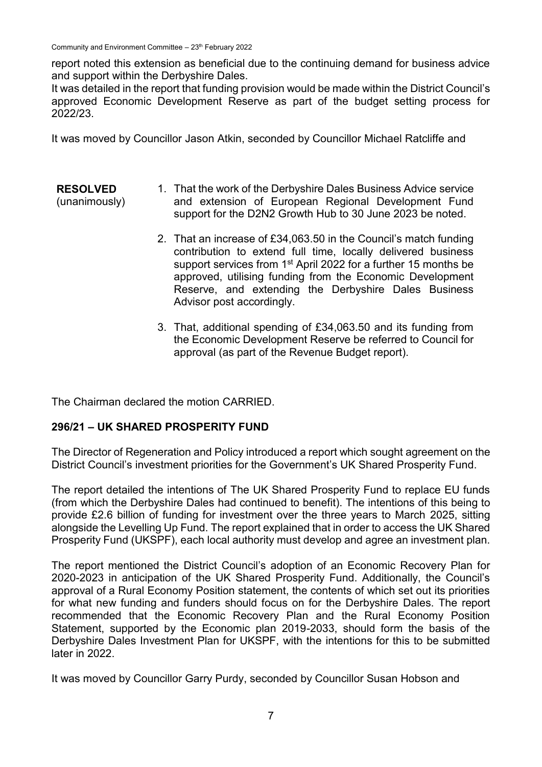report noted this extension as beneficial due to the continuing demand for business advice and support within the Derbyshire Dales.

It was detailed in the report that funding provision would be made within the District Council's approved Economic Development Reserve as part of the budget setting process for 2022/23.

It was moved by Councillor Jason Atkin, seconded by Councillor Michael Ratcliffe and

**RESOLVED** (unanimously)

1. That the work of the Derbyshire Dales Business Advice service and extension of European Regional Development Fund support for the D2N2 Growth Hub to 30 June 2023 be noted.

2. That an increase of £34,063.50 in the Council's match funding contribution to extend full time, locally delivered business support services from 1st April 2022 for a further 15 months be approved, utilising funding from the Economic Development Reserve, and extending the Derbyshire Dales Business Advisor post accordingly.

3. That, additional spending of £34,063.50 and its funding from the Economic Development Reserve be referred to Council for approval (as part of the Revenue Budget report).

The Chairman declared the motion CARRIED.

## 296/21 – UK SHARED PROSPERITY FUND

The Director of Regeneration and Policy introduced a report which sought agreement on the District Council's investment priorities for the Government's UK Shared Prosperity Fund.

The report detailed the intentions of The UK Shared Prosperity Fund to replace EU funds (from which the Derbyshire Dales had continued to benefit). The intentions of this being to provide £2.6 billion of funding for investment over the three years to March 2025, sitting alongside the Levelling Up Fund. The report explained that in order to access the UK Shared Prosperity Fund (UKSPF), each local authority must develop and agree an investment plan.

The report mentioned the District Council's adoption of an Economic Recovery Plan for 2020-2023 in anticipation of the UK Shared Prosperity Fund. Additionally, the Council's approval of a Rural Economy Position statement, the contents of which set out its priorities for what new funding and funders should focus on for the Derbyshire Dales. The report recommended that the Economic Recovery Plan and the Rural Economy Position Statement, supported by the Economic plan 2019-2033, should form the basis of the Derbyshire Dales Investment Plan for UKSPF, with the intentions for this to be submitted later in 2022.

It was moved by Councillor Garry Purdy, seconded by Councillor Susan Hobson and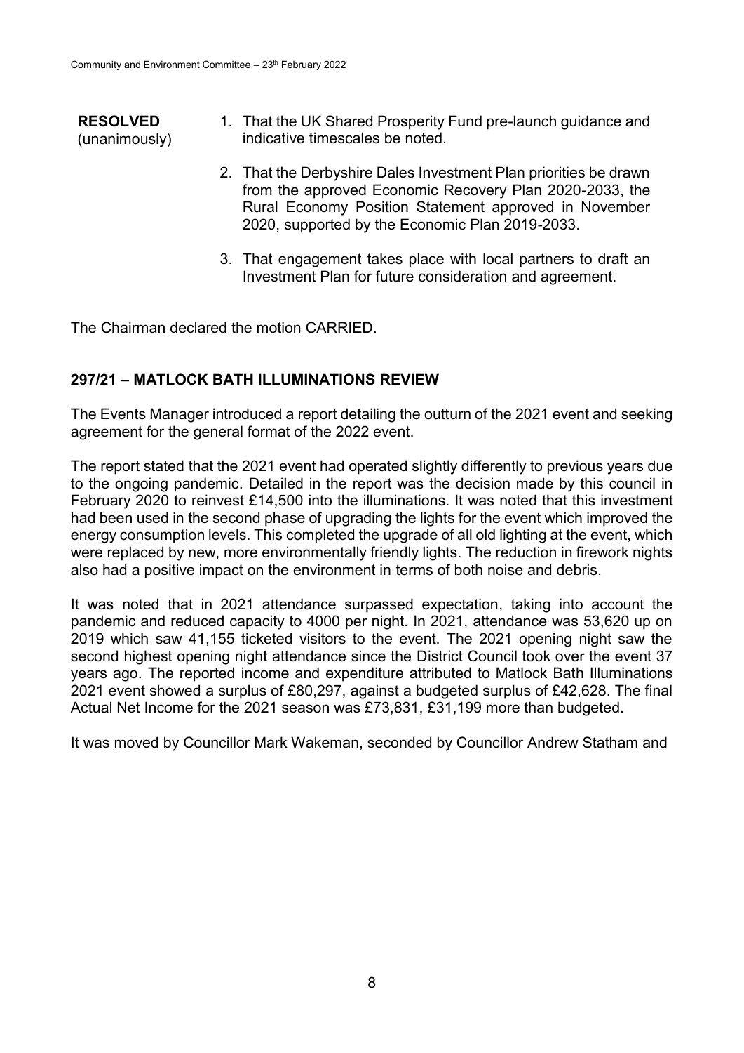**RESOLVED** (unanimously)

1. That the UK Shared Prosperity Fund pre-launch guidance and indicative timescales be noted.
2. That the Derbyshire Dales Investment Plan priorities be drawn from the approved Economic Recovery Plan 2020-2033, the Rural Economy Position Statement approved in November 2020, supported by the Economic Plan 2019-2033.
3. That engagement takes place with local partners to draft an Investment Plan for future consideration and agreement.

The Chairman declared the motion CARRIED.

## 297/21 – MATLOCK BATH ILLUMINATIONS REVIEW

The Events Manager introduced a report detailing the outturn of the 2021 event and seeking agreement for the general format of the 2022 event.

The report stated that the 2021 event had operated slightly differently to previous years due to the ongoing pandemic. Detailed in the report was the decision made by this council in February 2020 to reinvest £14,500 into the illuminations. It was noted that this investment had been used in the second phase of upgrading the lights for the event which improved the energy consumption levels. This completed the upgrade of all old lighting at the event, which were replaced by new, more environmentally friendly lights. The reduction in firework nights also had a positive impact on the environment in terms of both noise and debris.

It was noted that in 2021 attendance surpassed expectation, taking into account the pandemic and reduced capacity to 4000 per night. In 2021, attendance was 53,620 up on 2019 which saw 41,155 ticketed visitors to the event. The 2021 opening night saw the second highest opening night attendance since the District Council took over the event 37 years ago. The reported income and expenditure attributed to Matlock Bath Illuminations 2021 event showed a surplus of £80,297, against a budgeted surplus of £42,628. The final Actual Net Income for the 2021 season was £73,831, £31,199 more than budgeted.

It was moved by Councillor Mark Wakeman, seconded by Councillor Andrew Statham and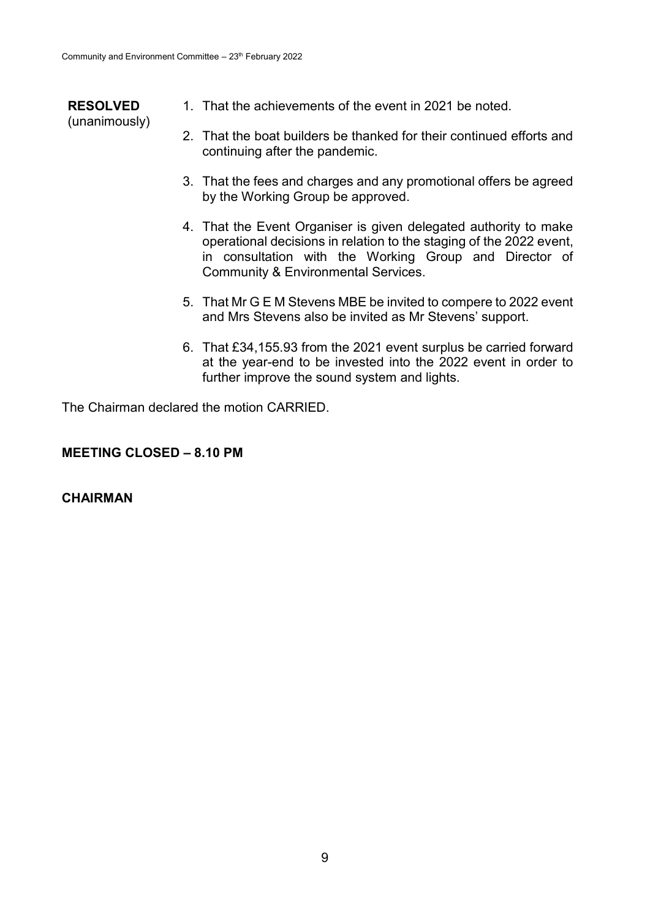**RESOLVED** (unanimously)

1. That the achievements of the event in 2021 be noted.
2. That the boat builders be thanked for their continued efforts and continuing after the pandemic.
3. That the fees and charges and any promotional offers be agreed by the Working Group be approved.
4. That the Event Organiser is given delegated authority to make operational decisions in relation to the staging of the 2022 event, in consultation with the Working Group and Director of Community & Environmental Services.
5. That Mr G E M Stevens MBE be invited to compere to 2022 event and Mrs Stevens also be invited as Mr Stevens' support.
6. That £34,155.93 from the 2021 event surplus be carried forward at the year-end to be invested into the 2022 event in order to further improve the sound system and lights.

The Chairman declared the motion CARRIED.

**MEETING CLOSED – 8.10 PM**

**CHAIRMAN**